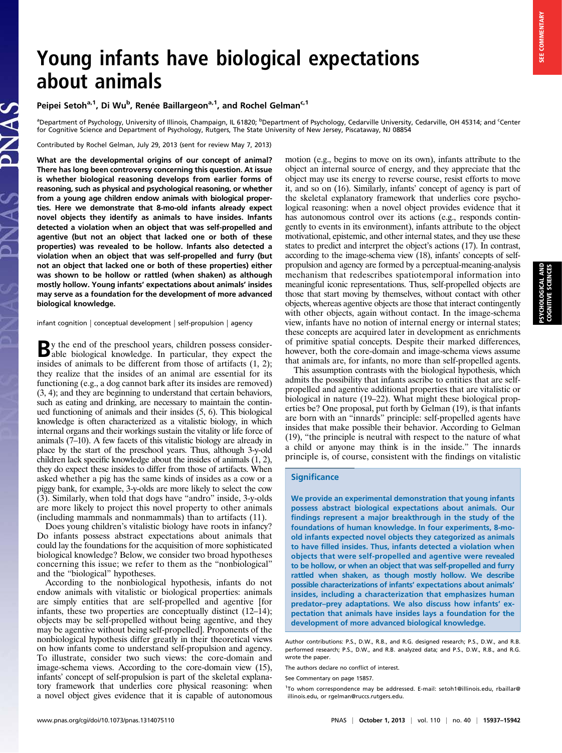# Young infants have biological expectations about animals

Peipei Setoh[a,1], Di Wu[b], Renée Baillargeon[a,1], and Rochel Gelman[c,1]

[a]Department of Psychology, University of Illinois, Champaign, IL 61820; [b]Department of Psychology, Cedarville University, Cedarville, OH 45314; and [c]Center for Cognitive Science and Department of Psychology, Rutgers, The State University of New Jersey, Piscataway, NJ 08854

Contributed by Rochel Gelman, July 29, 2013 (sent for review May 7, 2013)

**What are the developmental origins of our concept of animal? There has long been controversy concerning this question. At issue is whether biological reasoning develops from earlier forms of reasoning, such as physical and psychological reasoning, or whether from a young age children endow animals with biological properties. Here we demonstrate that 8-mo-old infants already expect novel objects they identify as animals to have insides. Infants detected a violation when an object that was self-propelled and agentive (but not an object that lacked one or both of these properties) was revealed to be hollow. Infants also detected a violation when an object that was self-propelled and furry (but not an object that lacked one or both of these properties) either was shown to be hollow or rattled (when shaken) as although mostly hollow. Young infants' expectations about animals' insides may serve as a foundation for the development of more advanced biological knowledge.**

infant cognition | conceptual development | self-propulsion | agency

By the end of the preschool years, children possess considerable biological knowledge. In particular, they expect the insides of animals to be different from those of artifacts (1, 2); they realize that the insides of an animal are essential for its functioning (e.g., a dog cannot bark after its insides are removed) (3, 4); and they are beginning to understand that certain behaviors, such as eating and drinking, are necessary to maintain the continued functioning of animals and their insides (5, 6). This biological knowledge is often characterized as a vitalistic biology, in which internal organs and their workings sustain the vitality or life force of animals (7–10). A few facets of this vitalistic biology are already in place by the start of the preschool years. Thus, although 3-y-old children lack specific knowledge about the insides of animals (1, 2), they do expect these insides to differ from those of artifacts. When asked whether a pig has the same kinds of insides as a cow or a piggy bank, for example, 3-y-olds are more likely to select the cow (3). Similarly, when told that dogs have "andro" inside, 3-y-olds are more likely to project this novel property to other animals (including mammals and nonmammals) than to artifacts (11).

Does young children's vitalistic biology have roots in infancy? Do infants possess abstract expectations about animals that could lay the foundations for the acquisition of more sophisticated biological knowledge? Below, we consider two broad hypotheses concerning this issue; we refer to them as the "nonbiological" and the "biological" hypotheses.

According to the nonbiological hypothesis, infants do not endow animals with vitalistic or biological properties: animals are simply entities that are self-propelled and agentive [for infants, these two properties are conceptually distinct (12–14); objects may be self-propelled without being agentive, and they may be agentive without being self-propelled]. Proponents of the nonbiological hypothesis differ greatly in their theoretical views on how infants come to understand self-propulsion and agency. To illustrate, consider two such views: the core-domain and image-schema views. According to the core-domain view (15), infants' concept of self-propulsion is part of the skeletal explanatory framework that underlies core physical reasoning: when a novel object gives evidence that it is capable of autonomous motion (e.g., begins to move on its own), infants attribute to the object an internal source of energy, and they appreciate that the object may use its energy to reverse course, resist efforts to move it, and so on (16). Similarly, infants' concept of agency is part of the skeletal explanatory framework that underlies core psychological reasoning: when a novel object provides evidence that it has autonomous control over its actions (e.g., responds contingently to events in its environment), infants attribute to the object motivational, epistemic, and other internal states, and they use these states to predict and interpret the object's actions (17). In contrast, according to the image-schema view (18), infants' concepts of self-propulsion and agency are formed by a perceptual-meaning-analysis mechanism that redescribes spatiotemporal information into meaningful iconic representations. Thus, self-propelled objects are those that start moving by themselves, without contact with other objects, whereas agentive objects are those that interact contingently with other objects, again without contact. In the image-schema view, infants have no notion of internal energy or internal states; these concepts are acquired later in development as enrichments of primitive spatial concepts. Despite their marked differences, however, both the core-domain and image-schema views assume that animals are, for infants, no more than self-propelled agents.

This assumption contrasts with the biological hypothesis, which admits the possibility that infants ascribe to entities that are self-propelled and agentive additional properties that are vitalistic or biological in nature (19–22). What might these biological properties be? One proposal, put forth by Gelman (19), is that infants are born with an "innards" principle: self-propelled agents have insides that make possible their behavior. According to Gelman (19), "the principle is neutral with respect to the nature of what a child or anyone may think is in the inside." The innards principle is, of course, consistent with the findings on vitalistic

## Significance

**We provide an experimental demonstration that young infants possess abstract biological expectations about animals. Our findings represent a major breakthrough in the study of the foundations of human knowledge. In four experiments, 8-mo-old infants expected novel objects they categorized as animals to have filled insides. Thus, infants detected a violation when objects that were self-propelled and agentive were revealed to be hollow, or when an object that was self-propelled and furry rattled when shaken, as though mostly hollow. We describe possible characterizations of infants' expectations about animals' insides, including a characterization that emphasizes human predator–prey adaptations. We also discuss how infants' expectation that animals have insides lays a foundation for the development of more advanced biological knowledge.**

Author contributions: P.S., D.W., R.B., and R.G. designed research; P.S., D.W., and R.B. performed research; P.S., D.W., and R.B. analyzed data; and P.S., D.W., R.B., and R.G. wrote the paper.

The authors declare no conflict of interest.

See Commentary on page 15857.

[1]To whom correspondence may be addressed. E-mail: setoh1@illinois.edu, rbaillar@illinois.edu, or rgelman@ruccs.rutgers.edu.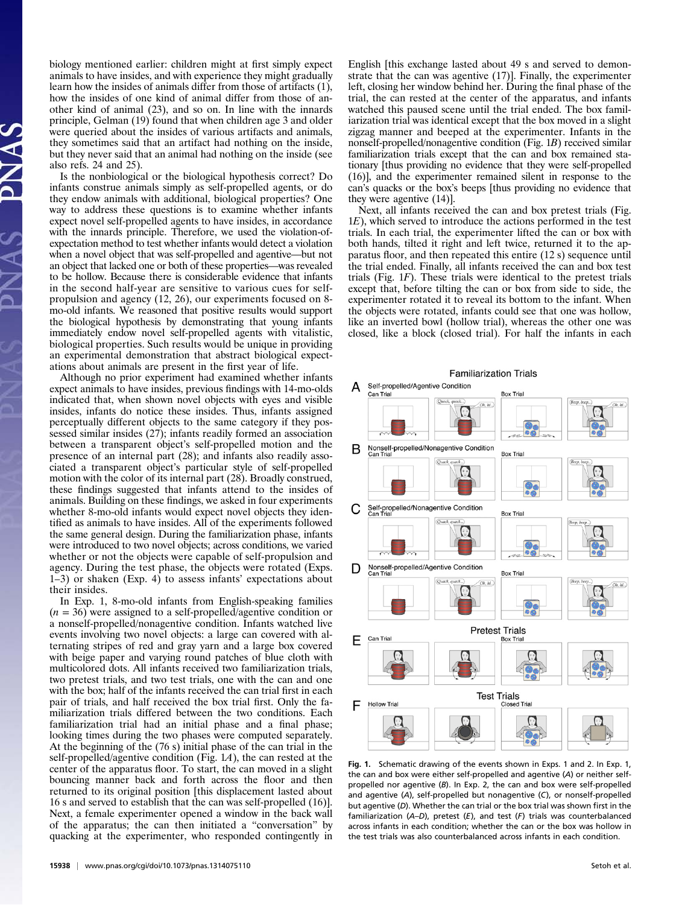biology mentioned earlier: children might at first simply expect animals to have insides, and with experience they might gradually learn how the insides of animals differ from those of artifacts (1), how the insides of one kind of animal differ from those of another kind of animal (23), and so on. In line with the innards principle, Gelman (19) found that when children age 3 and older were queried about the insides of various artifacts and animals, they sometimes said that an artifact had nothing on the inside, but they never said that an animal had nothing on the inside (see also refs. 24 and 25).

Is the nonbiological or the biological hypothesis correct? Do infants construe animals simply as self-propelled agents, or do they endow animals with additional, biological properties? One way to address these questions is to examine whether infants expect novel self-propelled agents to have insides, in accordance with the innards principle. Therefore, we used the violation-of-expectation method to test whether infants would detect a violation when a novel object that was self-propelled and agentive—but not an object that lacked one or both of these properties—was revealed to be hollow. Because there is considerable evidence that infants in the second half-year are sensitive to various cues for self-propulsion and agency (12, 26), our experiments focused on 8-mo-old infants. We reasoned that positive results would support the biological hypothesis by demonstrating that young infants immediately endow novel self-propelled agents with vitalistic, biological properties. Such results would be unique in providing an experimental demonstration that abstract biological expectations about animals are present in the first year of life.

Although no prior experiment had examined whether infants expect animals to have insides, previous findings with 14-mo-olds indicated that, when shown novel objects with eyes and visible insides, infants do notice these insides. Thus, infants assigned perceptually different objects to the same category if they possessed similar insides (27); infants readily formed an association between a transparent object's self-propelled motion and the presence of an internal part (28); and infants also readily associated a transparent object's particular style of self-propelled motion with the color of its internal part (28). Broadly construed, these findings suggested that infants attend to the insides of animals. Building on these findings, we asked in four experiments whether 8-mo-old infants would expect novel objects they identified as animals to have insides. All of the experiments followed the same general design. During the familiarization phase, infants were introduced to two novel objects; across conditions, we varied whether or not the objects were capable of self-propulsion and agency. During the test phase, the objects were rotated (Exps. 1–3) or shaken (Exp. 4) to assess infants' expectations about their insides.

In Exp. 1, 8-mo-old infants from English-speaking families ($n$ = 36) were assigned to a self-propelled/agentive condition or a nonself-propelled/nonagentive condition. Infants watched live events involving two novel objects: a large can covered with alternating stripes of red and gray yarn and a large box covered with beige paper and varying round patches of blue cloth with multicolored dots. All infants received two familiarization trials, two pretest trials, and two test trials, one with the can and one with the box; half of the infants received the can trial first in each pair of trials, and half received the box trial first. Only the familiarization trials differed between the two conditions. Each familiarization trial had an initial phase and a final phase; looking times during the two phases were computed separately. At the beginning of the (76 s) initial phase of the can trial in the self-propelled/agentive condition (Fig. 1*A*), the can rested at the center of the apparatus floor. To start, the can moved in a slight bouncing manner back and forth across the floor and then returned to its original position [this displacement lasted about 16 s and served to establish that the can was self-propelled (16)]. Next, a female experimenter opened a window in the back wall of the apparatus; the can then initiated a "conversation" by quacking at the experimenter, who responded contingently in English [this exchange lasted about 49 s and served to demonstrate that the can was agentive (17)]. Finally, the experimenter left, closing her window behind her. During the final phase of the trial, the can rested at the center of the apparatus, and infants watched this paused scene until the trial ended. The box familiarization trial was identical except that the box moved in a slight zigzag manner and beeped at the experimenter. Infants in the nonself-propelled/nonagentive condition (Fig. 1*B*) received similar familiarization trials except that the can and box remained stationary [thus providing no evidence that they were self-propelled (16)], and the experimenter remained silent in response to the can's quacks or the box's beeps [thus providing no evidence that they were agentive (14)].

Next, all infants received the can and box pretest trials (Fig. 1*E*), which served to introduce the actions performed in the test trials. In each trial, the experimenter lifted the can or box with both hands, tilted it right and left twice, returned it to the apparatus floor, and then repeated this entire (12 s) sequence until the trial ended. Finally, all infants received the can and box test trials (Fig. 1*F*). These trials were identical to the pretest trials except that, before tilting the can or box from side to side, the experimenter rotated it to reveal its bottom to the infant. When the objects were rotated, infants could see that one was hollow, like an inverted bowl (hollow trial), whereas the other one was closed, like a block (closed trial). For half the infants in each

**Fig. 1.** Schematic drawing of the events shown in Exps. 1 and 2. In Exp. 1, the can and box were either self-propelled and agentive (*A*) or neither self-propelled nor agentive (*B*). In Exp. 2, the can and box were self-propelled and agentive (*A*), self-propelled but nonagentive (*C*), or nonself-propelled but agentive (*D*). Whether the can trial or the box trial was shown first in the familiarization (*A*–*D*), pretest (*E*), and test (*F*) trials was counterbalanced across infants in each condition; whether the can or the box was hollow in the test trials was also counterbalanced across infants in each condition.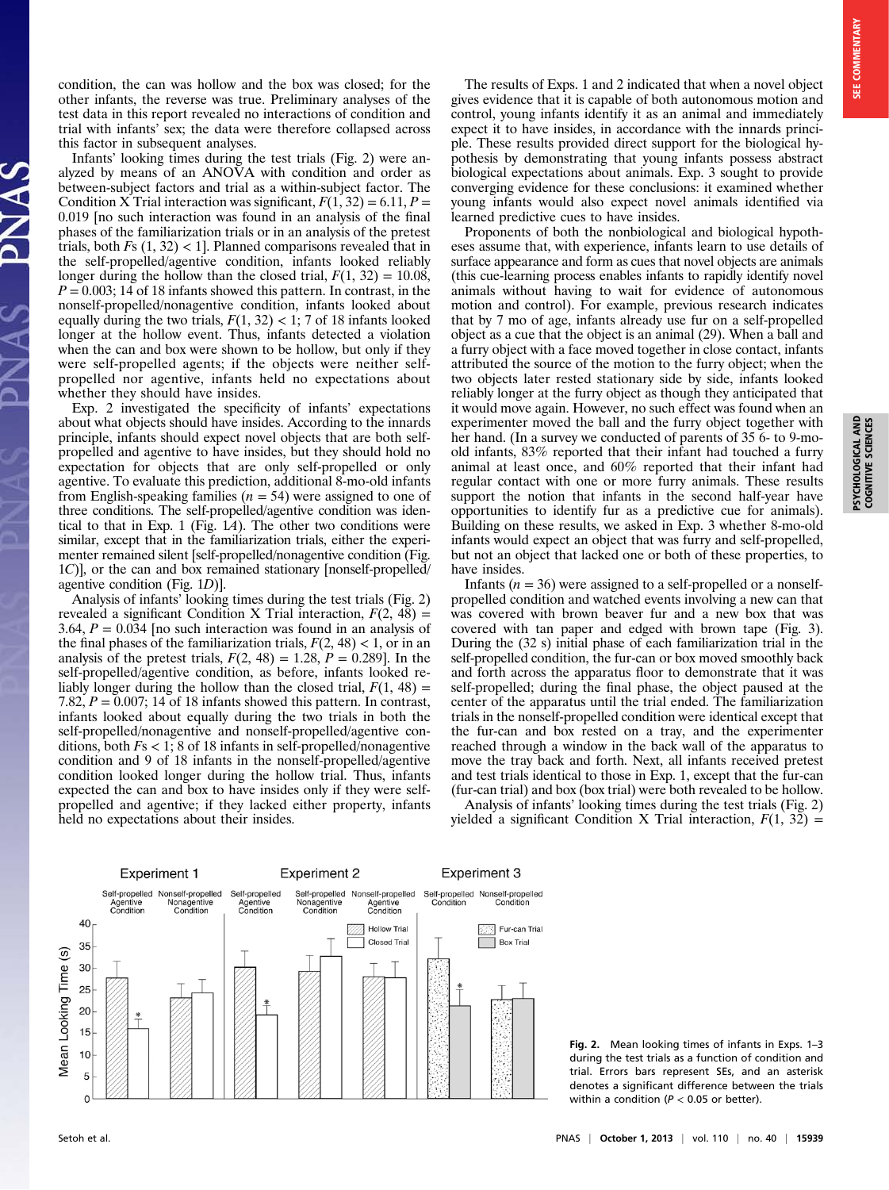condition, the can was hollow and the box was closed; for the other infants, the reverse was true. Preliminary analyses of the test data in this report revealed no interactions of condition and trial with infants' sex; the data were therefore collapsed across this factor in subsequent analyses.

Infants' looking times during the test trials (Fig. 2) were analyzed by means of an ANOVA with condition and order as between-subject factors and trial as a within-subject factor. The Condition X Trial interaction was significant, $F(1, 32) = 6.11$, $P = 0.019$ [no such interaction was found in an analysis of the final phases of the familiarization trials or in an analysis of the pretest trials, both $F$s $(1, 32) < 1$]. Planned comparisons revealed that in the self-propelled/agentive condition, infants looked reliably longer during the hollow than the closed trial, $F(1, 32) = 10.08$, $P = 0.003$; 14 of 18 infants showed this pattern. In contrast, in the nonself-propelled/nonagentive condition, infants looked about equally during the two trials, $F(1, 32) < 1$; 7 of 18 infants looked longer at the hollow event. Thus, infants detected a violation when the can and box were shown to be hollow, but only if they were self-propelled agents; if the objects were neither self-propelled nor agentive, infants held no expectations about whether they should have insides.

Exp. 2 investigated the specificity of infants' expectations about what objects should have insides. According to the innards principle, infants should expect novel objects that are both self-propelled and agentive to have insides, but they should hold no expectation for objects that are only self-propelled or only agentive. To evaluate this prediction, additional 8-mo-old infants from English-speaking families ($n = 54$) were assigned to one of three conditions. The self-propelled/agentive condition was identical to that in Exp. 1 (Fig. 1A). The other two conditions were similar, except that in the familiarization trials, either the experimenter remained silent [self-propelled/nonagentive condition (Fig. 1C)], or the can and box remained stationary [nonself-propelled/agentive condition (Fig. 1D)].

Analysis of infants' looking times during the test trials (Fig. 2) revealed a significant Condition X Trial interaction, $F(2, 48) = 3.64$, $P = 0.034$ [no such interaction was found in an analysis of the final phases of the familiarization trials, $F(2, 48) < 1$, or in an analysis of the pretest trials, $F(2, 48) = 1.28$, $P = 0.289$]. In the self-propelled/agentive condition, as before, infants looked reliably longer during the hollow than the closed trial, $F(1, 48) = 7.82$, $P = 0.007$; 14 of 18 infants showed this pattern. In contrast, infants looked about equally during the two trials in both the self-propelled/nonagentive and nonself-propelled/agentive conditions, both $F$s $< 1$; 8 of 18 infants in self-propelled/nonagentive condition and 9 of 18 infants in the nonself-propelled/agentive condition looked longer during the hollow trial. Thus, infants expected the can and box to have insides only if they were self-propelled and agentive; if they lacked either property, infants held no expectations about their insides.

The results of Exps. 1 and 2 indicated that when a novel object gives evidence that it is capable of both autonomous motion and control, young infants identify it as an animal and immediately expect it to have insides, in accordance with the innards principle. These results provided direct support for the biological hypothesis by demonstrating that young infants possess abstract biological expectations about animals. Exp. 3 sought to provide converging evidence for these conclusions: it examined whether young infants would also expect novel animals identified via learned predictive cues to have insides.

Proponents of both the nonbiological and biological hypotheses assume that, with experience, infants learn to use details of surface appearance and form as cues that novel objects are animals (this cue-learning process enables infants to rapidly identify novel animals without having to wait for evidence of autonomous motion and control). For example, previous research indicates that by 7 mo of age, infants already use fur on a self-propelled object as a cue that the object is an animal (29). When a ball and a furry object with a face moved together in close contact, infants attributed the source of the motion to the furry object; when the two objects later rested stationary side by side, infants looked reliably longer at the furry object as though they anticipated that it would move again. However, no such effect was found when an experimenter moved the ball and the furry object together with her hand. (In a survey we conducted of parents of 35 6- to 9-mo-old infants, 83% reported that their infant had touched a furry animal at least once, and 60% reported that their infant had regular contact with one or more furry animals. These results support the notion that infants in the second half-year have opportunities to identify fur as a predictive cue for animals). Building on these results, we asked in Exp. 3 whether 8-mo-old infants would expect an object that was furry and self-propelled, but not an object that lacked one or both of these properties, to have insides.

Infants ($n = 36$) were assigned to a self-propelled or a nonself-propelled condition and watched events involving a new can that was covered with brown beaver fur and a new box that was covered with tan paper and edged with brown tape (Fig. 3). During the (32 s) initial phase of each familiarization trial in the self-propelled condition, the fur-can or box moved smoothly back and forth across the apparatus floor to demonstrate that it was self-propelled; during the final phase, the object paused at the center of the apparatus until the trial ended. The familiarization trials in the nonself-propelled condition were identical except that the fur-can and box rested on a tray, and the experimenter reached through a window in the back wall of the apparatus to move the tray back and forth. Next, all infants received pretest and test trials identical to those in Exp. 1, except that the fur-can (fur-can trial) and box (box trial) were both revealed to be hollow.

Analysis of infants' looking times during the test trials (Fig. 2) yielded a significant Condition X Trial interaction, $F(1, 32) =$

**Fig. 2.** Mean looking times of infants in Exps. 1–3 during the test trials as a function of condition and trial. Errors bars represent SEs, and an asterisk denotes a significant difference between the trials within a condition ($P < 0.05$ or better).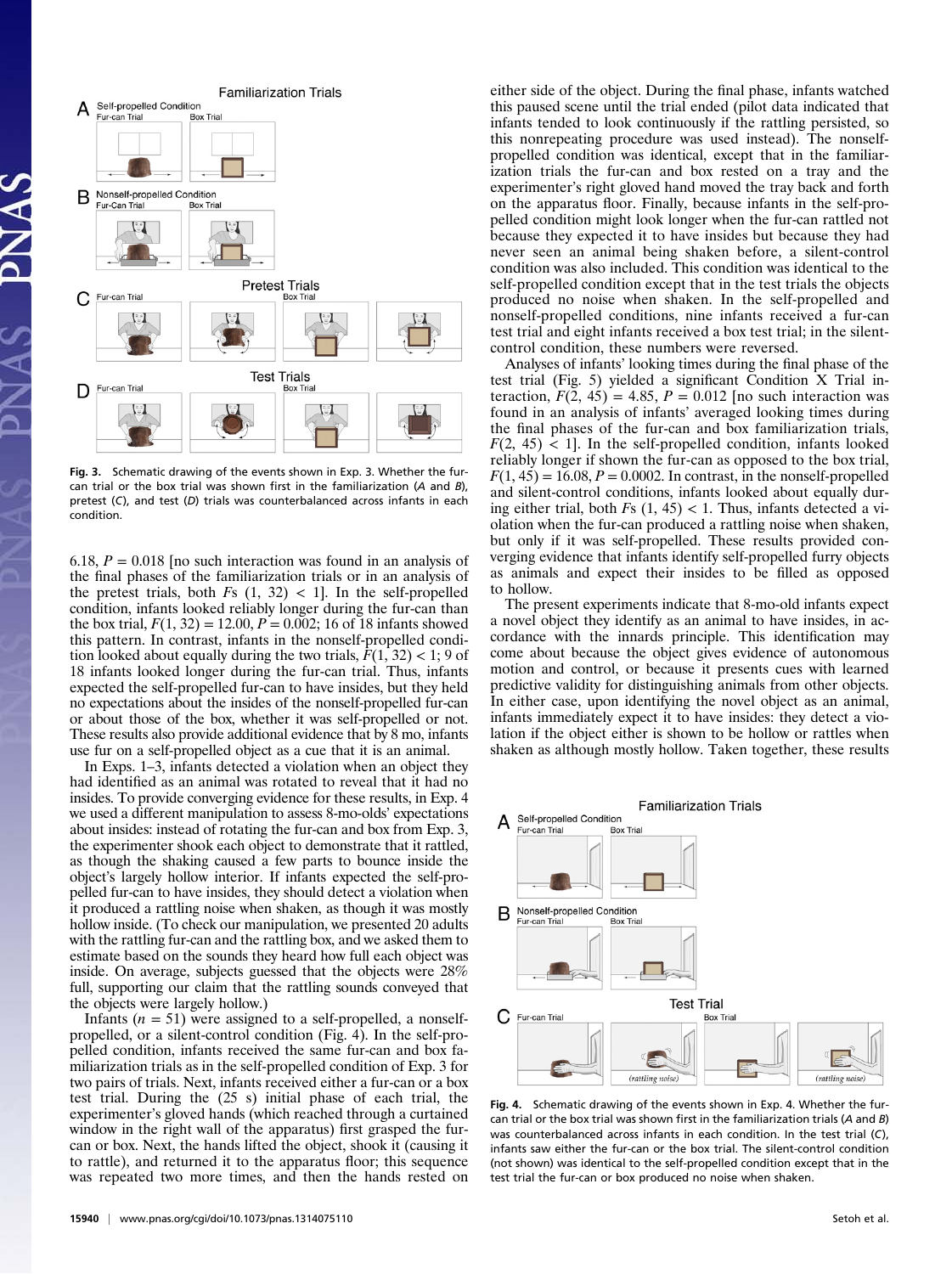Fig. 3. Schematic drawing of the events shown in Exp. 3. Whether the fur-can trial or the box trial was shown first in the familiarization (*A* and *B*), pretest (*C*), and test (*D*) trials was counterbalanced across infants in each condition.

6.18, $P = 0.018$ [no such interaction was found in an analysis of the final phases of the familiarization trials or in an analysis of the pretest trials, both $Fs\ (1, 32) < 1$]. In the self-propelled condition, infants looked reliably longer during the fur-can than the box trial, $F(1, 32) = 12.00$, $P = 0.002$; 16 of 18 infants showed this pattern. In contrast, infants in the nonself-propelled condition looked about equally during the two trials, $F(1, 32) < 1$; 9 of 18 infants looked longer during the fur-can trial. Thus, infants expected the self-propelled fur-can to have insides, but they held no expectations about the insides of the nonself-propelled fur-can or about those of the box, whether it was self-propelled or not. These results also provide additional evidence that by 8 mo, infants use fur on a self-propelled object as a cue that it is an animal.

In Exps. 1–3, infants detected a violation when an object they had identified as an animal was rotated to reveal that it had no insides. To provide converging evidence for these results, in Exp. 4 we used a different manipulation to assess 8-mo-olds' expectations about insides: instead of rotating the fur-can and box from Exp. 3, the experimenter shook each object to demonstrate that it rattled, as though the shaking caused a few parts to bounce inside the object's largely hollow interior. If infants expected the self-propelled fur-can to have insides, they should detect a violation when it produced a rattling noise when shaken, as though it was mostly hollow inside. (To check our manipulation, we presented 20 adults with the rattling fur-can and the rattling box, and we asked them to estimate based on the sounds they heard how full each object was inside. On average, subjects guessed that the objects were 28% full, supporting our claim that the rattling sounds conveyed that the objects were largely hollow.)

Infants ($n = 51$) were assigned to a self-propelled, a nonself-propelled, or a silent-control condition (Fig. 4). In the self-propelled condition, infants received the same fur-can and box familiarization trials as in the self-propelled condition of Exp. 3 for two pairs of trials. Next, infants received either a fur-can or a box test trial. During the (25 s) initial phase of each trial, the experimenter's gloved hands (which reached through a curtained window in the right wall of the apparatus) first grasped the fur-can or box. Next, the hands lifted the object, shook it (causing it to rattle), and returned it to the apparatus floor; this sequence was repeated two more times, and then the hands rested on either side of the object. During the final phase, infants watched this paused scene until the trial ended (pilot data indicated that infants tended to look continuously if the rattling persisted, so this nonrepeating procedure was used instead). The nonself-propelled condition was identical, except that in the familiarization trials the fur-can and box rested on a tray and the experimenter's right gloved hand moved the tray back and forth on the apparatus floor. Finally, because infants in the self-propelled condition might look longer when the fur-can rattled not because they expected it to have insides but because they had never seen an animal being shaken before, a silent-control condition was also included. This condition was identical to the self-propelled condition except that in the test trials the objects produced no noise when shaken. In the self-propelled and nonself-propelled conditions, nine infants received a fur-can test trial and eight infants received a box test trial; in the silent-control condition, these numbers were reversed.

Analyses of infants' looking times during the final phase of the test trial (Fig. 5) yielded a significant Condition X Trial interaction, $F(2, 45) = 4.85$, $P = 0.012$ [no such interaction was found in an analysis of infants' averaged looking times during the final phases of the fur-can and box familiarization trials, $F(2, 45) < 1$]. In the self-propelled condition, infants looked reliably longer if shown the fur-can as opposed to the box trial, $F(1, 45) = 16.08$, $P = 0.0002$. In contrast, in the nonself-propelled and silent-control conditions, infants looked about equally during either trial, both $Fs\ (1, 45) < 1$. Thus, infants detected a violation when the fur-can produced a rattling noise when shaken, but only if it was self-propelled. These results provided converging evidence that infants identify self-propelled furry objects as animals and expect their insides to be filled as opposed to hollow.

The present experiments indicate that 8-mo-old infants expect a novel object they identify as an animal to have insides, in accordance with the innards principle. This identification may come about because the object gives evidence of autonomous motion and control, or because it presents cues with learned predictive validity for distinguishing animals from other objects. In either case, upon identifying the novel object as an animal, infants immediately expect it to have insides: they detect a violation if the object either is shown to be hollow or rattles when shaken as although mostly hollow. Taken together, these results

Fig. 4. Schematic drawing of the events shown in Exp. 4. Whether the fur-can trial or the box trial was shown first in the familiarization trials (*A* and *B*) was counterbalanced across infants in each condition. In the test trial (*C*), infants saw either the fur-can or the box trial. The silent-control condition (not shown) was identical to the self-propelled condition except that in the test trial the fur-can or box produced no noise when shaken.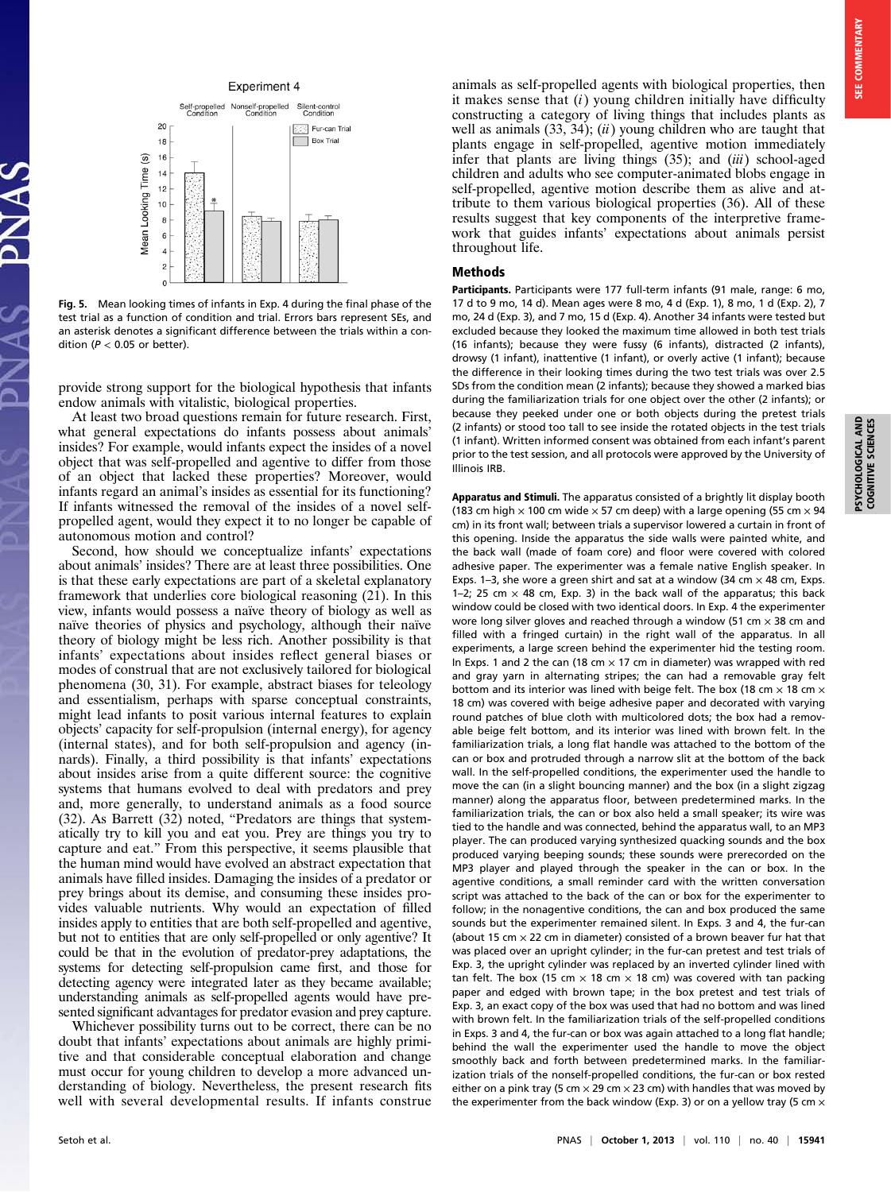Experiment 4

Self-propelled Condition

Nonself-propelled Condition

Silent-control Condition

Fur-can Trial

Box Trial

Mean Looking Time (s)

20

18

16

14

12

10

8

6

4

2

0

*

Fig. 5. Mean looking times of infants in Exp. 4 during the final phase of the test trial as a function of condition and trial. Errors bars represent SEs, and an asterisk denotes a significant difference between the trials within a condition ($P < 0.05$ or better).

provide strong support for the biological hypothesis that infants endow animals with vitalistic, biological properties.

At least two broad questions remain for future research. First, what general expectations do infants possess about animals' insides? For example, would infants expect the insides of a novel object that was self-propelled and agentive to differ from those of an object that lacked these properties? Moreover, would infants regard an animal's insides as essential for its functioning? If infants witnessed the removal of the insides of a novel self-propelled agent, would they expect it to no longer be capable of autonomous motion and control?

Second, how should we conceptualize infants' expectations about animals' insides? There are at least three possibilities. One is that these early expectations are part of a skeletal explanatory framework that underlies core biological reasoning (21). In this view, infants would possess a naïve theory of biology as well as naïve theories of physics and psychology, although their naïve theory of biology might be less rich. Another possibility is that infants' expectations about insides reflect general biases or modes of construal that are not exclusively tailored for biological phenomena (30, 31). For example, abstract biases for teleology and essentialism, perhaps with sparse conceptual constraints, might lead infants to posit various internal features to explain objects' capacity for self-propulsion (internal energy), for agency (internal states), and for both self-propulsion and agency (innards). Finally, a third possibility is that infants' expectations about insides arise from a quite different source: the cognitive systems that humans evolved to deal with predators and prey and, more generally, with animals as a food source (32). As Barrett (32) noted, "Predators are things that systematically try to kill you and eat you. Prey are things you try to capture and eat." From this perspective, it seems plausible that the human mind would have evolved an abstract expectation that animals have filled insides. Damaging the insides of a predator or prey brings about its demise, and consuming these insides provides valuable nutrients. Why would an expectation of filled insides apply to entities that are both self-propelled and agentive, but not to entities that are only self-propelled or only agentive? It could be that in the evolution of predator-prey adaptations, the systems for detecting self-propulsion came first, and those for detecting agency were integrated later as they became available; understanding animals as self-propelled agents would have presented significant advantages for predator evasion and prey capture.

Whichever possibility turns out to be correct, there can be no doubt that infants' expectations about animals are highly primitive and that considerable conceptual elaboration and change must occur for young children to develop a more advanced understanding of biology. Nevertheless, the present research fits well with several developmental results. If infants construe animals as self-propelled agents with biological properties, then it makes sense that (*i*) young children initially have difficulty constructing a category of living things that includes plants as well as animals (33, 34); (*ii*) young children who are taught that plants engage in self-propelled, agentive motion immediately infer that plants are living things (35); and (*iii*) school-aged children and adults who see computer-animated blobs engage in self-propelled, agentive motion describe them as alive and attribute to them various biological properties (36). All of these results suggest that key components of the interpretive framework that guides infants' expectations about animals persist throughout life.

## Methods

**Participants.** Participants were 177 full-term infants (91 male, range: 6 mo, 17 d to 9 mo, 14 d). Mean ages were 8 mo, 4 d (Exp. 1), 8 mo, 1 d (Exp. 2), 7 mo, 24 d (Exp. 3), and 7 mo, 15 d (Exp. 4). Another 34 infants were tested but excluded because they looked the maximum time allowed in both test trials (16 infants); because they were fussy (6 infants), distracted (2 infants), drowsy (1 infant), inattentive (1 infant), or overly active (1 infant); because the difference in their looking times during the two test trials was over 2.5 SDs from the condition mean (2 infants); because they showed a marked bias during the familiarization trials for one object over the other (2 infants); or because they peeked under one or both objects during the pretest trials (2 infants) or stood too tall to see inside the rotated objects in the test trials (1 infant). Written informed consent was obtained from each infant's parent prior to the test session, and all protocols were approved by the University of Illinois IRB.

**Apparatus and Stimuli.** The apparatus consisted of a brightly lit display booth (183 cm high × 100 cm wide × 57 cm deep) with a large opening (55 cm × 94 cm) in its front wall; between trials a supervisor lowered a curtain in front of this opening. Inside the apparatus the side walls were painted white, and the back wall (made of foam core) and floor were covered with colored adhesive paper. The experimenter was a female native English speaker. In Exps. 1–3, she wore a green shirt and sat at a window (34 cm × 48 cm, Exps. 1–2; 25 cm × 48 cm, Exp. 3) in the back wall of the apparatus; this back window could be closed with two identical doors. In Exp. 4 the experimenter wore long silver gloves and reached through a window (51 cm × 38 cm and filled with a fringed curtain) in the right wall of the apparatus. In all experiments, a large screen behind the experimenter hid the testing room. In Exps. 1 and 2 the can (18 cm × 17 cm in diameter) was wrapped with red and gray yarn in alternating stripes; the can had a removable gray felt bottom and its interior was lined with beige felt. The box (18 cm × 18 cm × 18 cm) was covered with beige adhesive paper and decorated with varying round patches of blue cloth with multicolored dots; the box had a removable beige felt bottom, and its interior was lined with brown felt. In the familiarization trials, a long flat handle was attached to the bottom of the can or box and protruded through a narrow slit at the bottom of the back wall. In the self-propelled conditions, the experimenter used the handle to move the can (in a slight bouncing manner) and the box (in a slight zigzag manner) along the apparatus floor, between predetermined marks. In the familiarization trials, the can or box also held a small speaker; its wire was tied to the handle and was connected, behind the apparatus wall, to an MP3 player. The can produced varying synthesized quacking sounds and the box produced varying beeping sounds; these sounds were prerecorded on the MP3 player and played through the speaker in the can or box. In the agentive conditions, a small reminder card with the written conversation script was attached to the back of the can or box for the experimenter to follow; in the nonagentive conditions, the can and box produced the same sounds but the experimenter remained silent. In Exps. 3 and 4, the fur-can (about 15 cm × 22 cm in diameter) consisted of a brown beaver fur hat that was placed over an upright cylinder; in the fur-can pretest and test trials of Exp. 3, the upright cylinder was replaced by an inverted cylinder lined with tan felt. The box (15 cm × 18 cm × 18 cm) was covered with tan packing paper and edged with brown tape; in the box pretest and test trials of Exp. 3, an exact copy of the box was used that had no bottom and was lined with brown felt. In the familiarization trials of the self-propelled conditions in Exps. 3 and 4, the fur-can or box was again attached to a long flat handle; behind the wall the experimenter used the handle to move the object smoothly back and forth between predetermined marks. In the familiarization trials of the nonself-propelled conditions, the fur-can or box rested either on a pink tray (5 cm × 29 cm × 23 cm) with handles that was moved by the experimenter from the back window (Exp. 3) or on a yellow tray (5 cm ×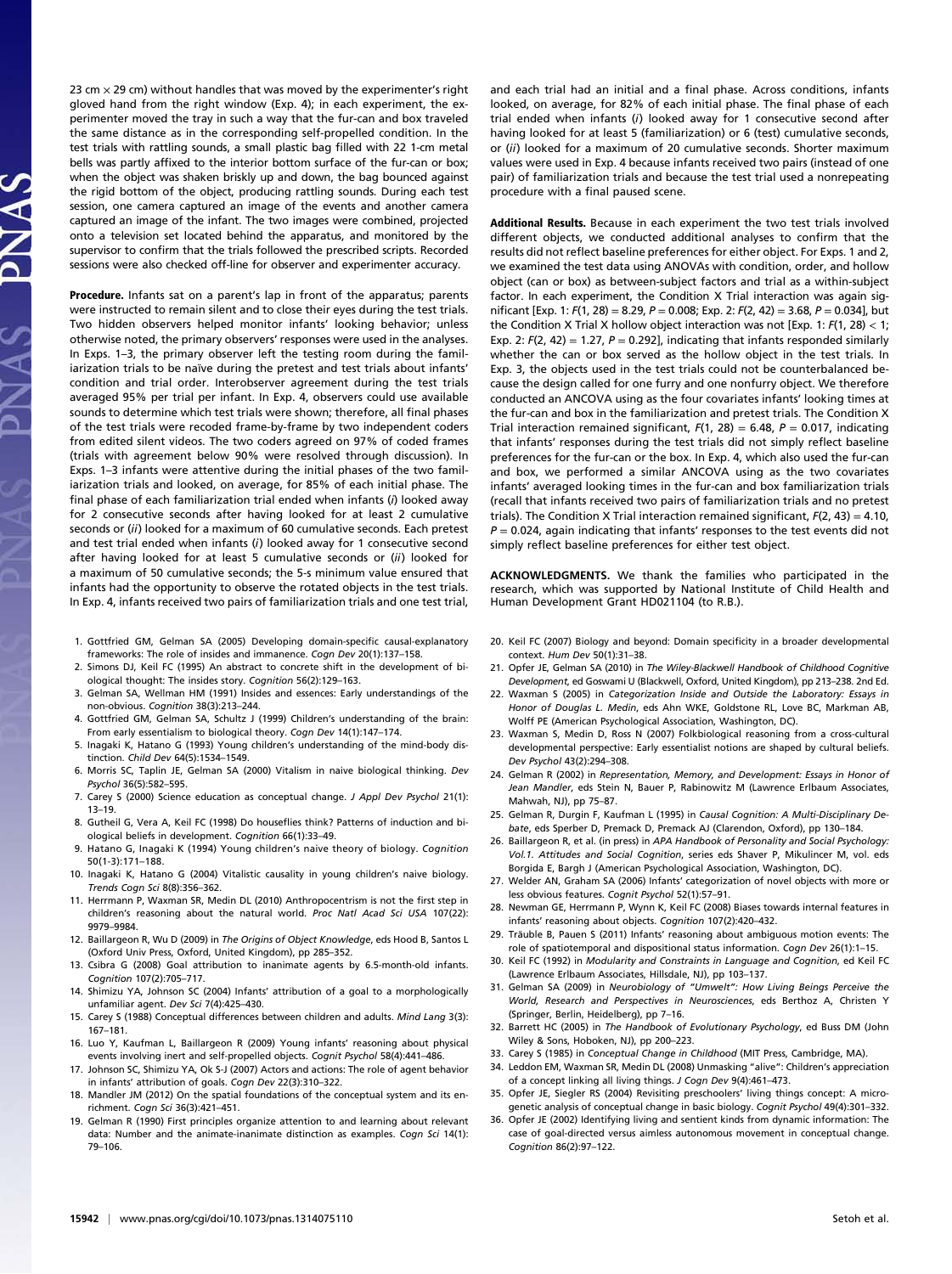23 cm × 29 cm) without handles that was moved by the experimenter's right gloved hand from the right window (Exp. 4); in each experiment, the experimenter moved the tray in such a way that the fur-can and box traveled the same distance as in the corresponding self-propelled condition. In the test trials with rattling sounds, a small plastic bag filled with 22 1-cm metal bells was partly affixed to the interior bottom surface of the fur-can or box; when the object was shaken briskly up and down, the bag bounced against the rigid bottom of the object, producing rattling sounds. During each test session, one camera captured an image of the events and another camera captured an image of the infant. The two images were combined, projected onto a television set located behind the apparatus, and monitored by the supervisor to confirm that the trials followed the prescribed scripts. Recorded sessions were also checked off-line for observer and experimenter accuracy.

**Procedure.** Infants sat on a parent's lap in front of the apparatus; parents were instructed to remain silent and to close their eyes during the test trials. Two hidden observers helped monitor infants' looking behavior; unless otherwise noted, the primary observers' responses were used in the analyses. In Exps. 1–3, the primary observer left the testing room during the familiarization trials to be naïve during the pretest and test trials about infants' condition and trial order. Interobserver agreement during the test trials averaged 95% per trial per infant. In Exp. 4, observers could use available sounds to determine which test trials were shown; therefore, all final phases of the test trials were recoded frame-by-frame by two independent coders from edited silent videos. The two coders agreed on 97% of coded frames (trials with agreement below 90% were resolved through discussion). In Exps. 1–3 infants were attentive during the initial phases of the two familiarization trials and looked, on average, for 85% of each initial phase. The final phase of each familiarization trial ended when infants (*i*) looked away for 2 consecutive seconds after having looked for at least 2 cumulative seconds or (*ii*) looked for a maximum of 60 cumulative seconds. Each pretest and test trial ended when infants (*i*) looked away for 1 consecutive second after having looked for at least 5 cumulative seconds or (*ii*) looked for a maximum of 50 cumulative seconds; the 5-s minimum value ensured that infants had the opportunity to observe the rotated objects in the test trials. In Exp. 4, infants received two pairs of familiarization trials and one test trial, and each trial had an initial and a final phase. Across conditions, infants looked, on average, for 82% of each initial phase. The final phase of each trial ended when infants (*i*) looked away for 1 consecutive second after having looked for at least 5 (familiarization) or 6 (test) cumulative seconds, or (*ii*) looked for a maximum of 20 cumulative seconds. Shorter maximum values were used in Exp. 4 because infants received two pairs (instead of one pair) of familiarization trials and because the test trial used a nonrepeating procedure with a final paused scene.

**Additional Results.** Because in each experiment the two test trials involved different objects, we conducted additional analyses to confirm that the results did not reflect baseline preferences for either object. For Exps. 1 and 2, we examined the test data using ANOVAs with condition, order, and hollow object (can or box) as between-subject factors and trial as a within-subject factor. In each experiment, the Condition X Trial interaction was again significant [Exp. 1: $F(1, 28) = 8.29$, $P = 0.008$; Exp. 2: $F(2, 42) = 3.68$, $P = 0.034$], but the Condition X Trial X hollow object interaction was not [Exp. 1: $F(1, 28) < 1$; Exp. 2: $F(2, 42) = 1.27$, $P = 0.292$], indicating that infants responded similarly whether the can or box served as the hollow object in the test trials. In Exp. 3, the objects used in the test trials could not be counterbalanced because the design called for one furry and one nonfurry object. We therefore conducted an ANCOVA using as the four covariates infants' looking times at the fur-can and box in the familiarization and pretest trials. The Condition X Trial interaction remained significant, $F(1, 28) = 6.48$, $P = 0.017$, indicating that infants' responses during the test trials did not simply reflect baseline preferences for the fur-can or the box. In Exp. 4, which also used the fur-can and box, we performed a similar ANCOVA using as the two covariates infants' averaged looking times in the fur-can and box familiarization trials (recall that infants received two pairs of familiarization trials and no pretest trials). The Condition X Trial interaction remained significant, $F(2, 43) = 4.10$, $P = 0.024$, again indicating that infants' responses to the test events did not simply reflect baseline preferences for either test object.

**ACKNOWLEDGMENTS.** We thank the families who participated in the research, which was supported by National Institute of Child Health and Human Development Grant HD021104 (to R.B.).

1. Gottfried GM, Gelman SA (2005) Developing domain-specific causal-explanatory frameworks: The role of insides and immanence. *Cogn Dev* 20(1):137–158.
2. Simons DJ, Keil FC (1995) An abstract to concrete shift in the development of biological thought: The insides story. *Cognition* 56(2):129–163.
3. Gelman SA, Wellman HM (1991) Insides and essences: Early understandings of the non-obvious. *Cognition* 38(3):213–244.
4. Gottfried GM, Gelman SA, Schultz J (1999) Children's understanding of the brain: From early essentialism to biological theory. *Cogn Dev* 14(1):147–174.
5. Inagaki K, Hatano G (1993) Young children's understanding of the mind-body distinction. *Child Dev* 64(5):1534–1549.
6. Morris SC, Taplin JE, Gelman SA (2000) Vitalism in naive biological thinking. *Dev Psychol* 36(5):582–595.
7. Carey S (2000) Science education as conceptual change. *J Appl Dev Psychol* 21(1): 13–19.
8. Gutheil G, Vera A, Keil FC (1998) Do houseflies think? Patterns of induction and biological beliefs in development. *Cognition* 66(1):33–49.
9. Hatano G, Inagaki K (1994) Young children's naive theory of biology. *Cognition* 50(1-3):171–188.
10. Inagaki K, Hatano G (2004) Vitalistic causality in young children's naive biology. *Trends Cogn Sci* 8(8):356–362.
11. Herrmann P, Waxman SR, Medin DL (2010) Anthropocentrism is not the first step in children's reasoning about the natural world. *Proc Natl Acad Sci USA* 107(22): 9979–9984.
12. Baillargeon R, Wu D (2009) in *The Origins of Object Knowledge*, eds Hood B, Santos L (Oxford Univ Press, Oxford, United Kingdom), pp 285–352.
13. Csibra G (2008) Goal attribution to inanimate agents by 6.5-month-old infants. *Cognition* 107(2):705–717.
14. Shimizu YA, Johnson SC (2004) Infants' attribution of a goal to a morphologically unfamiliar agent. *Dev Sci* 7(4):425–430.
15. Carey S (1988) Conceptual differences between children and adults. *Mind Lang* 3(3): 167–181.
16. Luo Y, Kaufman L, Baillargeon R (2009) Young infants' reasoning about physical events involving inert and self-propelled objects. *Cognit Psychol* 58(4):441–486.
17. Johnson SC, Shimizu YA, Ok S-J (2007) Actors and actions: The role of agent behavior in infants' attribution of goals. *Cogn Dev* 22(3):310–322.
18. Mandler JM (2012) On the spatial foundations of the conceptual system and its enrichment. *Cogn Sci* 36(3):421–451.
19. Gelman R (1990) First principles organize attention to and learning about relevant data: Number and the animate-inanimate distinction as examples. *Cogn Sci* 14(1): 79–106.
20. Keil FC (2007) Biology and beyond: Domain specificity in a broader developmental context. *Hum Dev* 50(1):31–38.
21. Opfer JE, Gelman SA (2010) in *The Wiley-Blackwell Handbook of Childhood Cognitive Development*, ed Goswami U (Blackwell, Oxford, United Kingdom), pp 213–238. 2nd Ed.
22. Waxman S (2005) in *Categorization Inside and Outside the Laboratory: Essays in Honor of Douglas L. Medin*, eds Ahn WKE, Goldstone RL, Love BC, Markman AB, Wolff PE (American Psychological Association, Washington, DC).
23. Waxman S, Medin D, Ross N (2007) Folkbiological reasoning from a cross-cultural developmental perspective: Early essentialist notions are shaped by cultural beliefs. *Dev Psychol* 43(2):294–308.
24. Gelman R (2002) in *Representation, Memory, and Development: Essays in Honor of Jean Mandler*, eds Stein N, Bauer P, Rabinowitz M (Lawrence Erlbaum Associates, Mahwah, NJ), pp 75–87.
25. Gelman R, Durgin F, Kaufman L (1995) in *Causal Cognition: A Multi-Disciplinary Debate*, eds Sperber D, Premack D, Premack AJ (Clarendon, Oxford), pp 130–184.
26. Baillargeon R, et al. (in press) in *APA Handbook of Personality and Social Psychology: Vol.1. Attitudes and Social Cognition*, series eds Shaver P, Mikulincer M, vol. eds Borgida E, Bargh J (American Psychological Association, Washington, DC).
27. Welder AN, Graham SA (2006) Infants' categorization of novel objects with more or less obvious features. *Cognit Psychol* 52(1):57–91.
28. Newman GE, Herrmann P, Wynn K, Keil FC (2008) Biases towards internal features in infants' reasoning about objects. *Cognition* 107(2):420–432.
29. Träuble B, Pauen S (2011) Infants' reasoning about ambiguous motion events: The role of spatiotemporal and dispositional status information. *Cogn Dev* 26(1):1–15.
30. Keil FC (1992) in *Modularity and Constraints in Language and Cognition*, ed Keil FC (Lawrence Erlbaum Associates, Hillsdale, NJ), pp 103–137.
31. Gelman SA (2009) in *Neurobiology of "Umwelt": How Living Beings Perceive the World, Research and Perspectives in Neurosciences*, eds Berthoz A, Christen Y (Springer, Berlin, Heidelberg), pp 7–16.
32. Barrett HC (2005) in *The Handbook of Evolutionary Psychology*, ed Buss DM (John Wiley & Sons, Hoboken, NJ), pp 200–223.
33. Carey S (1985) in *Conceptual Change in Childhood* (MIT Press, Cambridge, MA).
34. Leddon EM, Waxman SR, Medin DL (2008) Unmasking "alive": Children's appreciation of a concept linking all living things. *J Cogn Dev* 9(4):461–473.
35. Opfer JE, Siegler RS (2004) Revisiting preschoolers' living things concept: A microgenetic analysis of conceptual change in basic biology. *Cognit Psychol* 49(4):301–332.
36. Opfer JE (2002) Identifying living and sentient kinds from dynamic information: The case of goal-directed versus aimless autonomous movement in conceptual change. *Cognition* 86(2):97–122.